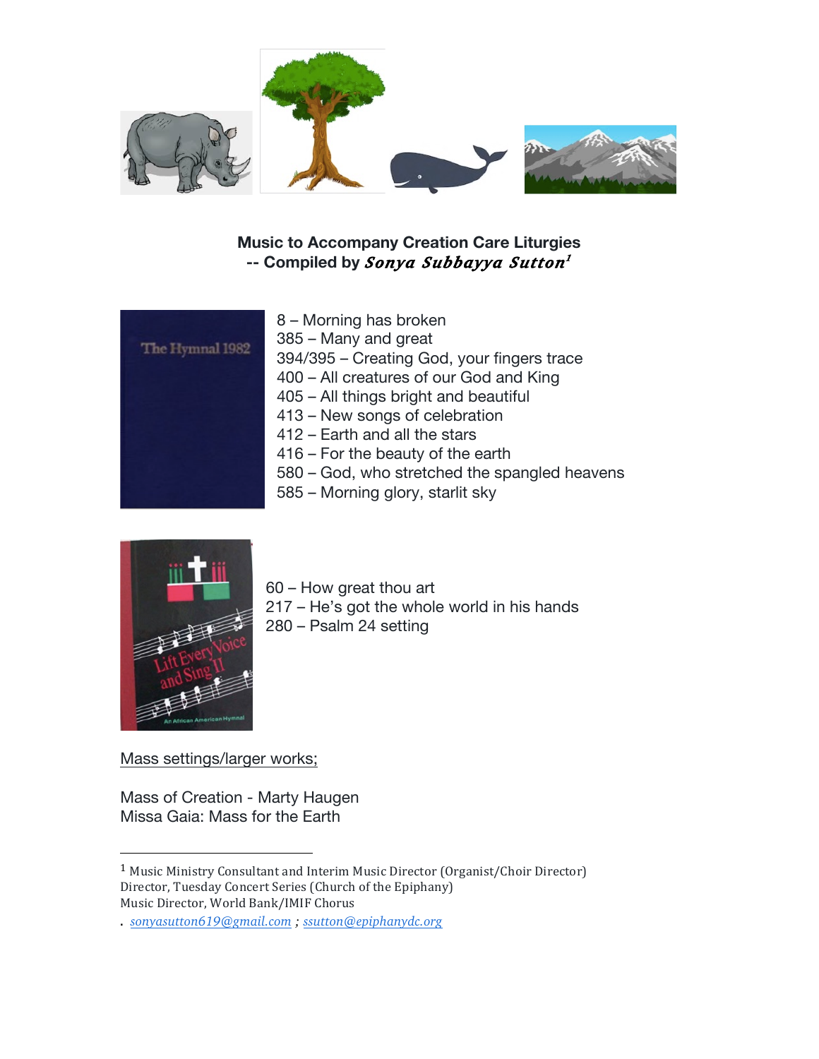**Music to Accompany Creation Care Liturgies**
**-- Compiled by *Sonya Subbayya Sutton*[1]**

8 – Morning has broken
385 – Many and great
394/395 – Creating God, your fingers trace
400 – All creatures of our God and King
405 – All things bright and beautiful
413 – New songs of celebration
412 – Earth and all the stars
416 – For the beauty of the earth
580 – God, who stretched the spangled heavens
585 – Morning glory, starlit sky

60 – How great thou art
217 – He's got the whole world in his hands
280 – Psalm 24 setting

Mass settings/larger works;

Mass of Creation - Marty Haugen
Missa Gaia: Mass for the Earth

---

[1] Music Ministry Consultant and Interim Music Director (Organist/Choir Director)
Director, Tuesday Concert Series (Church of the Epiphany)
Music Director, World Bank/IMIF Chorus
. sonyasutton619@gmail.com ; ssutton@epiphanydc.org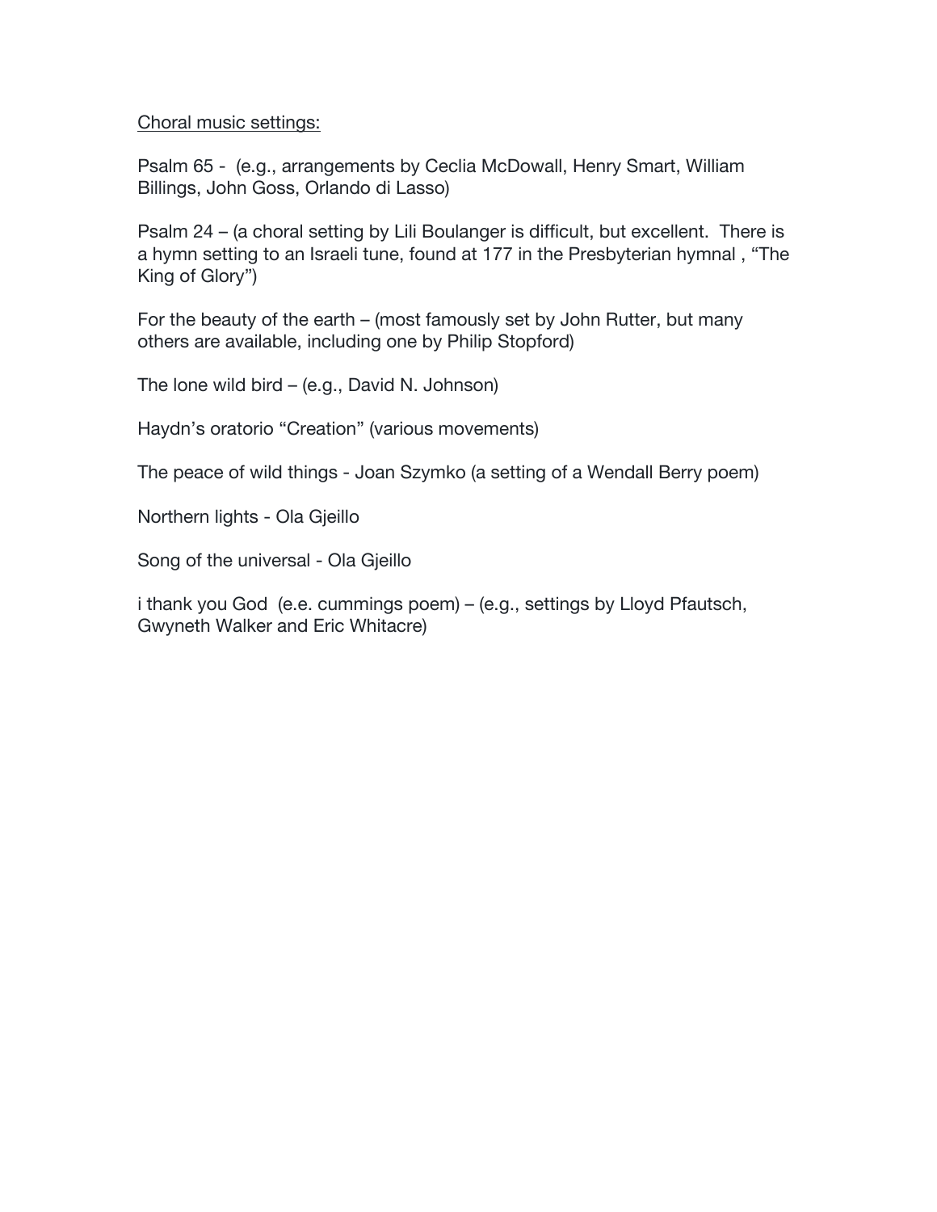<u>Choral music settings:</u>

Psalm 65 - (e.g., arrangements by Ceclia McDowall, Henry Smart, William Billings, John Goss, Orlando di Lasso)

Psalm 24 – (a choral setting by Lili Boulanger is difficult, but excellent. There is a hymn setting to an Israeli tune, found at 177 in the Presbyterian hymnal , “The King of Glory”)

For the beauty of the earth – (most famously set by John Rutter, but many others are available, including one by Philip Stopford)

The lone wild bird – (e.g., David N. Johnson)

Haydn’s oratorio “Creation” (various movements)

The peace of wild things - Joan Szymko (a setting of a Wendall Berry poem)

Northern lights - Ola Gjeillo

Song of the universal - Ola Gjeillo

i thank you God (e.e. cummings poem) – (e.g., settings by Lloyd Pfautsch, Gwyneth Walker and Eric Whitacre)